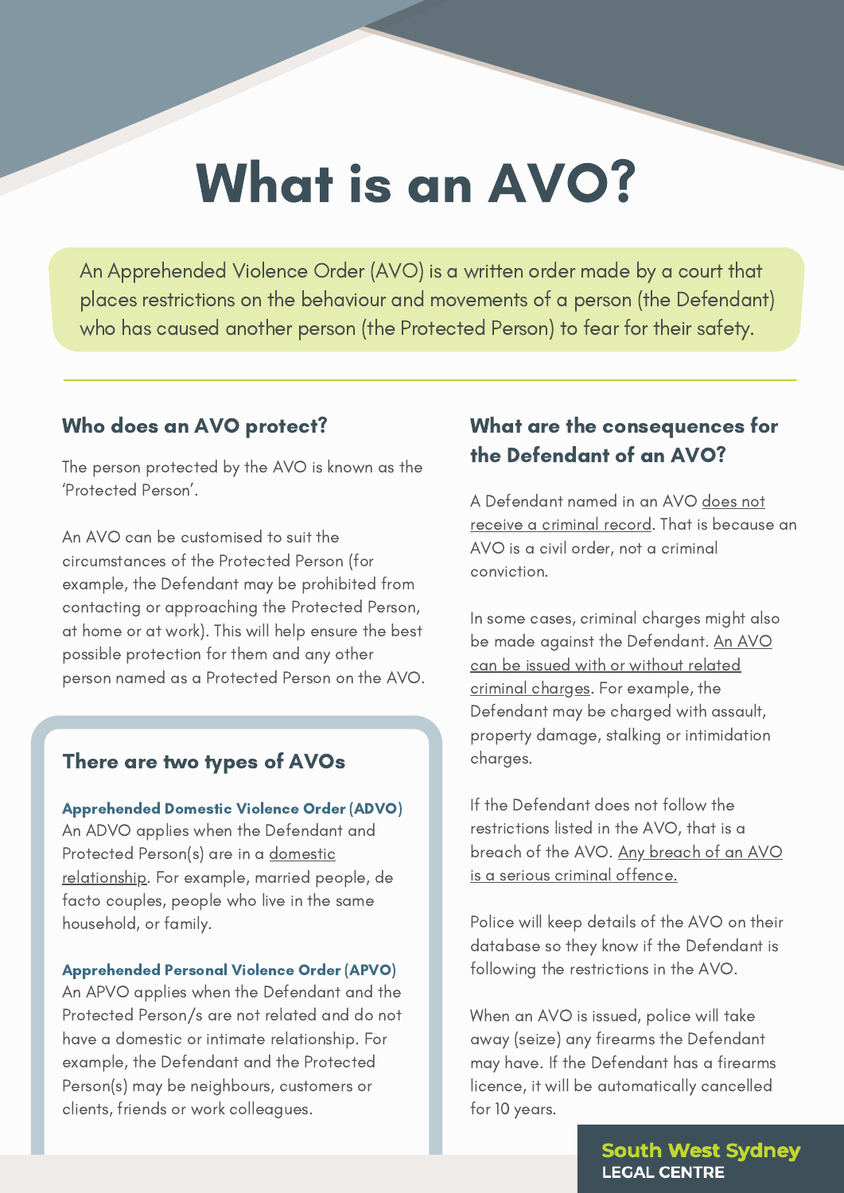# What is an AVO?

An Apprehended Violence Order (AVO) is a written order made by a court that places restrictions on the behaviour and movements of a person (the Defendant) who has caused another person (the Protected Person) to fear for their safety.

## Who does an AVO protect?

The person protected by the AVO is known as the 'Protected Person'.

An AVO can be customised to suit the circumstances of the Protected Person (for example, the Defendant may be prohibited from contacting or approaching the Protected Person, at home or at work). This will help ensure the best possible protection for them and any other person named as a Protected Person on the AVO.

## There are two types of AVOs

**Apprehended Domestic Violence Order (ADVO)**
An ADVO applies when the Defendant and Protected Person(s) are in a domestic relationship. For example, married people, de facto couples, people who live in the same household, or family.

**Apprehended Personal Violence Order (APVO)**
An APVO applies when the Defendant and the Protected Person/s are not related and do not have a domestic or intimate relationship. For example, the Defendant and the Protected Person(s) may be neighbours, customers or clients, friends or work colleagues.

## What are the consequences for the Defendant of an AVO?

A Defendant named in an AVO does not receive a criminal record. That is because an AVO is a civil order, not a criminal conviction.

In some cases, criminal charges might also be made against the Defendant. An AVO can be issued with or without related criminal charges. For example, the Defendant may be charged with assault, property damage, stalking or intimidation charges.

If the Defendant does not follow the restrictions listed in the AVO, that is a breach of the AVO. Any breach of an AVO is a serious criminal offence.

Police will keep details of the AVO on their database so they know if the Defendant is following the restrictions in the AVO.

When an AVO is issued, police will take away (seize) any firearms the Defendant may have. If the Defendant has a firearms licence, it will be automatically cancelled for 10 years.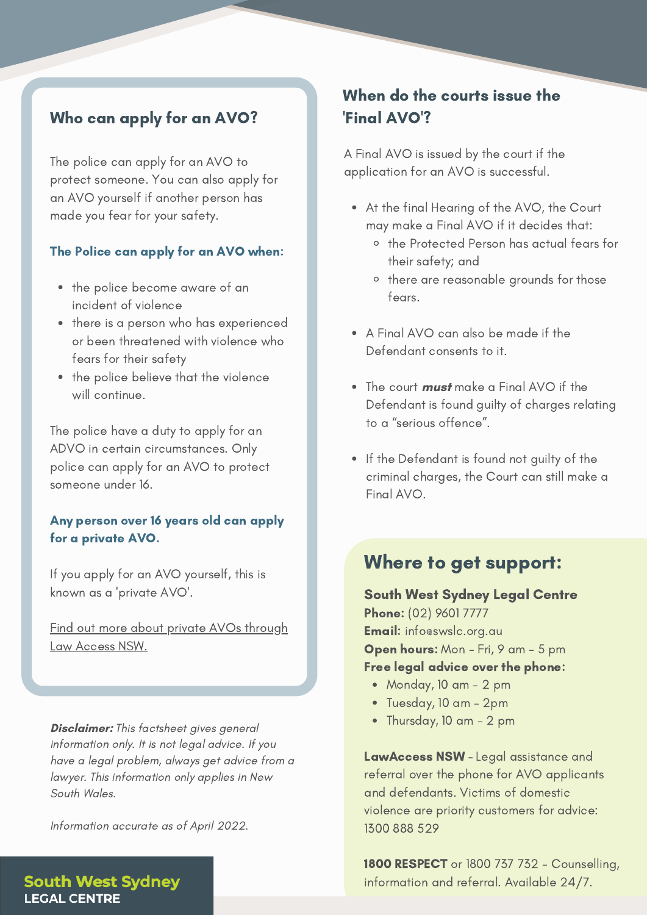## Who can apply for an AVO?

The police can apply for an AVO to protect someone. You can also apply for an AVO yourself if another person has made you fear for your safety.

### The Police can apply for an AVO when:

- the police become aware of an incident of violence
- there is a person who has experienced or been threatened with violence who fears for their safety
- the police believe that the violence will continue.

The police have a duty to apply for an ADVO in certain circumstances. Only police can apply for an AVO to protect someone under 16.

### Any person over 16 years old can apply for a private AVO.

If you apply for an AVO yourself, this is known as a 'private AVO'.

Find out more about private AVOs through Law Access NSW.

***Disclaimer:*** *This factsheet gives general information only. It is not legal advice. If you have a legal problem, always get advice from a lawyer. This information only applies in New South Wales.*

*Information accurate as of April 2022.*

## When do the courts issue the 'Final AVO'?

A Final AVO is issued by the court if the application for an AVO is successful.

- At the final Hearing of the AVO, the Court may make a Final AVO if it decides that:
  - the Protected Person has actual fears for their safety; and
  - there are reasonable grounds for those fears.
- A Final AVO can also be made if the Defendant consents to it.
- The court ***must*** make a Final AVO if the Defendant is found guilty of charges relating to a "serious offence".
- If the Defendant is found not guilty of the criminal charges, the Court can still make a Final AVO.

## Where to get support:

**South West Sydney Legal Centre**
**Phone:** (02) 9601 7777
**Email:** info@swslc.org.au
**Open hours:** Mon - Fri, 9 am - 5 pm
**Free legal advice over the phone:**

- Monday, 10 am - 2 pm
- Tuesday, 10 am - 2pm
- Thursday, 10 am - 2 pm

**LawAccess NSW** - Legal assistance and referral over the phone for AVO applicants and defendants. Victims of domestic violence are priority customers for advice: 1300 888 529

**1800 RESPECT** or 1800 737 732 - Counselling, information and referral. Available 24/7.

**South West Sydney**
**LEGAL CENTRE**